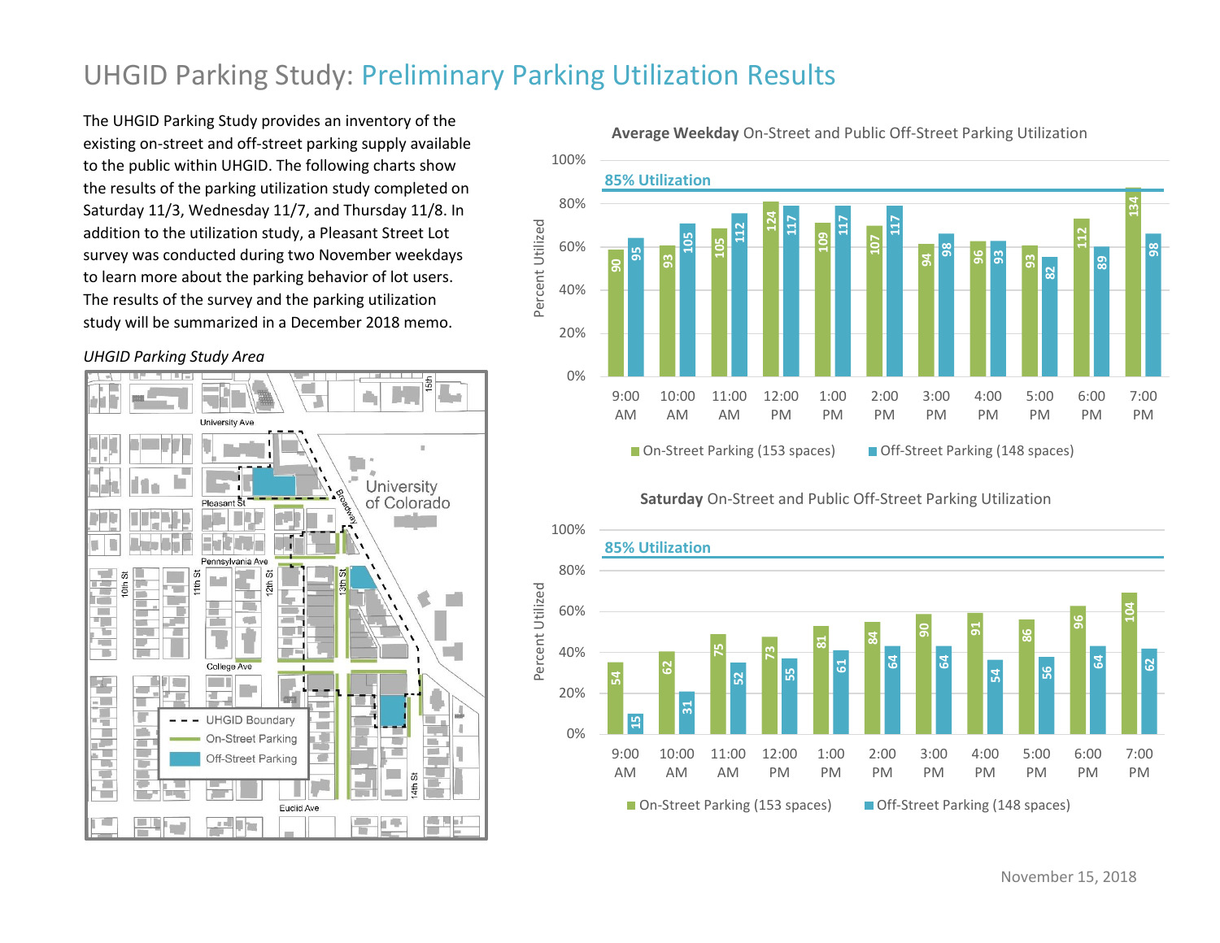# UHGID Parking Study: Preliminary Parking Utilization Results

The UHGID Parking Study provides an inventory of the existing on-street and off-street parking supply available to the public within UHGID. The following charts show the results of the parking utilization study completed on Saturday 11/3, Wednesday 11/7, and Thursday 11/8. In addition to the utilization study, a Pleasant Street Lot survey was conducted during two November weekdays to learn more about the parking behavior of lot users. The results of the survey and the parking utilization study will be summarized in a December 2018 memo.

*UHGID Parking Study Area*

**Average Weekday** On-Street and Public Off-Street Parking Utilization

| Time | On-Street Parking (153 spaces) | Off-Street Parking (148 spaces) |
|---|---|---|
| 9:00 AM | 90 | 95 |
| 10:00 AM | 93 | 105 |
| 11:00 AM | 105 | 112 |
| 12:00 PM | 124 | 117 |
| 1:00 PM | 109 | 117 |
| 2:00 PM | 107 | 117 |
| 3:00 PM | 94 | 98 |
| 4:00 PM | 96 | 93 |
| 5:00 PM | 93 | 82 |
| 6:00 PM | 112 | 89 |
| 7:00 PM | 134 | 98 |

85% Utilization

**Saturday** On-Street and Public Off-Street Parking Utilization

| Time | On-Street Parking (153 spaces) | Off-Street Parking (148 spaces) |
|---|---|---|
| 9:00 AM | 54 | 15 |
| 10:00 AM | 62 | 31 |
| 11:00 AM | 75 | 52 |
| 12:00 PM | 73 | 55 |
| 1:00 PM | 81 | 61 |
| 2:00 PM | 84 | 64 |
| 3:00 PM | 90 | 64 |
| 4:00 PM | 91 | 54 |
| 5:00 PM | 86 | 56 |
| 6:00 PM | 96 | 64 |
| 7:00 PM | 104 | 62 |

85% Utilization

November 15, 2018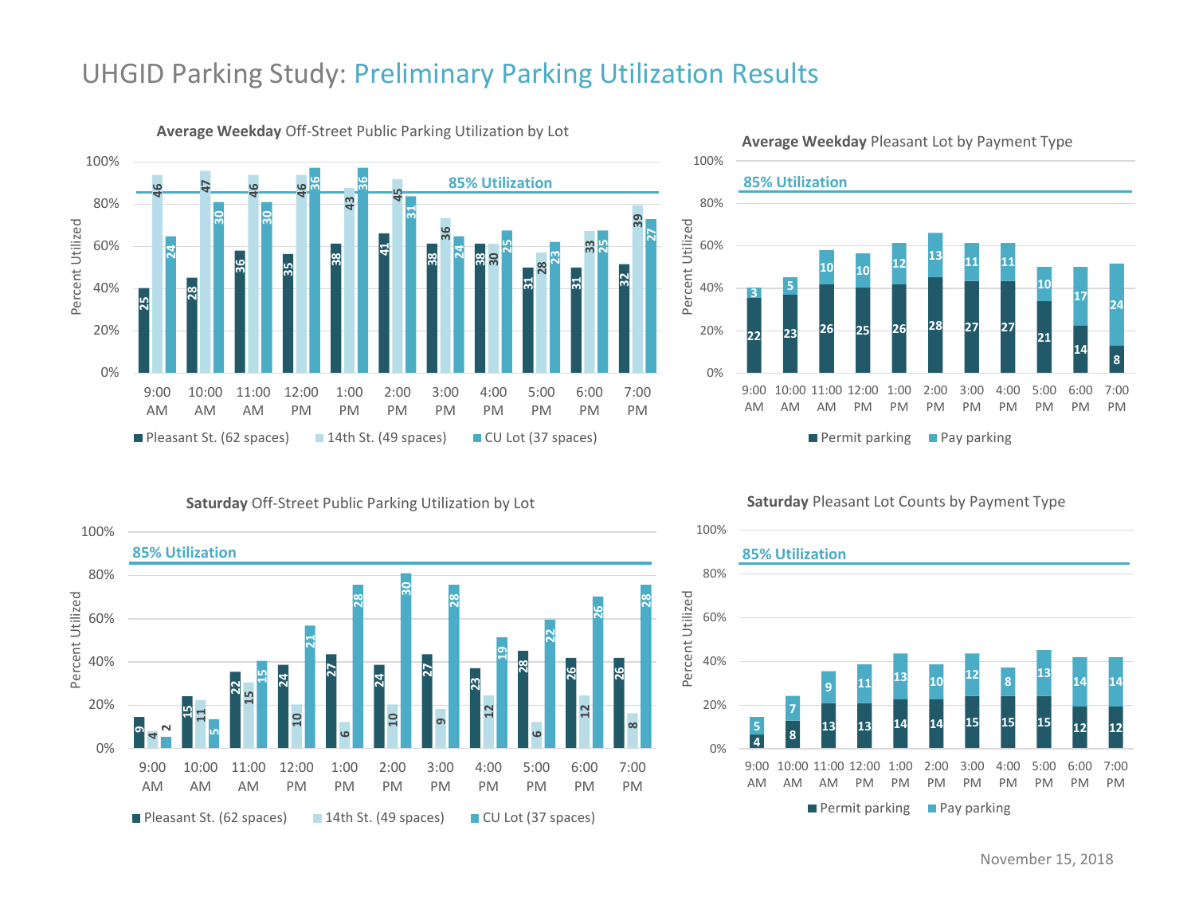# UHGID Parking Study: Preliminary Parking Utilization Results

**Average Weekday** Off-Street Public Parking Utilization by Lot

100%
80%
60%
40%
20%
0%

Percent Utilized

85% Utilization

9:00 AM: 25, 46, 24
10:00 AM: 28, 47, 30
11:00 AM: 36, 46, 30
12:00 PM: 35, 46, 36
1:00 PM: 38, 43, 36
2:00 PM: 41, 45, 31
3:00 PM: 38, 36, 24
4:00 PM: 38, 30, 25
5:00 PM: 31, 28, 23
6:00 PM: 31, 33, 25
7:00 PM: 32, 39, 27

Pleasant St. (62 spaces) 14th St. (49 spaces) CU Lot (37 spaces)

**Average Weekday** Pleasant Lot by Payment Type

100%
80%
60%
40%
20%
0%

Percent Utilized

85% Utilization

9:00 AM: 22, 3
10:00 AM: 23, 5
11:00 AM: 26, 10
12:00 PM: 25, 10
1:00 PM: 26, 12
2:00 PM: 28, 13
3:00 PM: 27, 11
4:00 PM: 27, 11
5:00 PM: 21, 10
6:00 PM: 14, 17
7:00 PM: 8, 24

Permit parking Pay parking

**Saturday** Off-Street Public Parking Utilization by Lot

100%
80%
60%
40%
20%
0%

Percent Utilized

85% Utilization

9:00 AM: 9, 4, 2
10:00 AM: 15, 11, 5
11:00 AM: 22, 15, 15
12:00 PM: 24, 10, 21
1:00 PM: 27, 6, 28
2:00 PM: 24, 10, 30
3:00 PM: 27, 9, 28
4:00 PM: 23, 12, 19
5:00 PM: 28, 6, 22
6:00 PM: 26, 12, 26
7:00 PM: 26, 8, 28

Pleasant St. (62 spaces) 14th St. (49 spaces) CU Lot (37 spaces)

**Saturday** Pleasant Lot Counts by Payment Type

100%
80%
60%
40%
20%
0%

Percent Utilized

85% Utilization

9:00 AM: 4, 5
10:00 AM: 8, 7
11:00 AM: 13, 9
12:00 PM: 13, 11
1:00 PM: 14, 13
2:00 PM: 14, 10
3:00 PM: 15, 12
4:00 PM: 15, 8
5:00 PM: 15, 13
6:00 PM: 12, 14
7:00 PM: 12, 14

Permit parking Pay parking

November 15, 2018